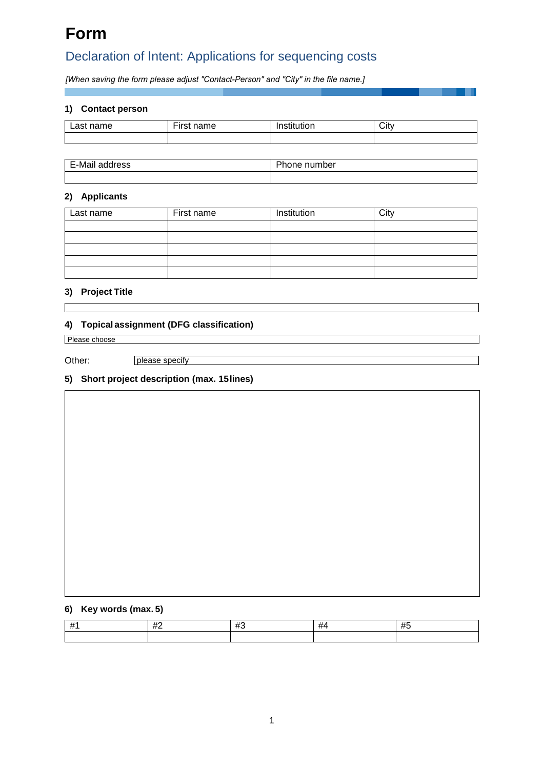# Form

## Declaration of Intent: Applications for sequencing costs

*[When saving the form please adjust "Contact-Person" and "City" in the file name.]*

### 1) Contact person

| Last name | First name | Institution | City |
|---|---|---|---|
| | | | |

| E-Mail address | Phone number |
|---|---|
| | |

### 2) Applicants

| Last name | First name | Institution | City |
|---|---|---|---|
| | | | |
| | | | |
| | | | |
| | | | |
| | | | |

### 3) Project Title

| |
|---|

### 4) Topical assignment (DFG classification)

| Please choose |
|---|

Other: please specify

### 5) Short project description (max. 15 lines)

| |
|---|

### 6) Key words (max. 5)

| #1 | #2 | #3 | #4 | #5 |
|---|---|---|---|---|
| | | | | |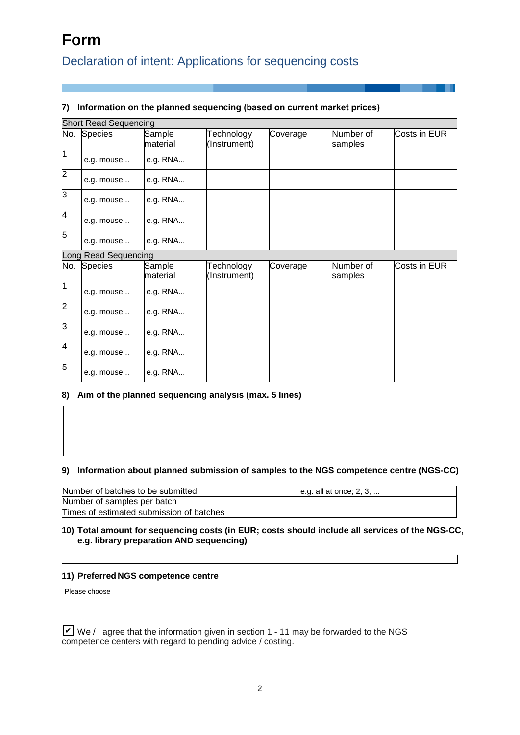# Form

## Declaration of intent: Applications for sequencing costs

**7) Information on the planned sequencing (based on current market prices)**

| Short Read Sequencing | | | | | | |
|---|---|---|---|---|---|---|
| No. | Species | Sample material | Technology (Instrument) | Coverage | Number of samples | Costs in EUR |
| 1 | e.g. mouse... | e.g. RNA... | | | | |
| 2 | e.g. mouse... | e.g. RNA... | | | | |
| 3 | e.g. mouse... | e.g. RNA... | | | | |
| 4 | e.g. mouse... | e.g. RNA... | | | | |
| 5 | e.g. mouse... | e.g. RNA... | | | | |
| **Long Read Sequencing** | | | | | | |
| No. | Species | Sample material | Technology (Instrument) | Coverage | Number of samples | Costs in EUR |
| 1 | e.g. mouse... | e.g. RNA... | | | | |
| 2 | e.g. mouse... | e.g. RNA... | | | | |
| 3 | e.g. mouse... | e.g. RNA... | | | | |
| 4 | e.g. mouse... | e.g. RNA... | | | | |
| 5 | e.g. mouse... | e.g. RNA... | | | | |

**8) Aim of the planned sequencing analysis (max. 5 lines)**

**9) Information about planned submission of samples to the NGS competence centre (NGS-CC)**

| | |
|---|---|
| Number of batches to be submitted | e.g. all at once; 2, 3, ... |
| Number of samples per batch | |
| Times of estimated submission of batches | |

**10) Total amount for sequencing costs (in EUR; costs should include all services of the NGS-CC, e.g. library preparation AND sequencing)**

**11) Preferred NGS competence centre**

Please choose

☑ We / I agree that the information given in section 1 - 11 may be forwarded to the NGS competence centers with regard to pending advice / costing.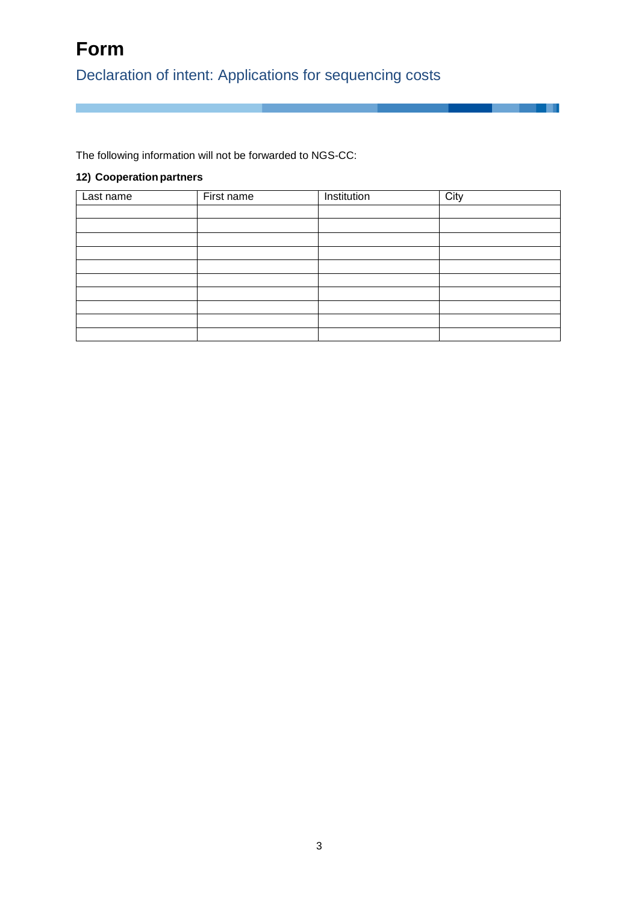# Form

## Declaration of intent: Applications for sequencing costs

The following information will not be forwarded to NGS-CC:

**12) Cooperation partners**

| Last name | First name | Institution | City |
|---|---|---|---|
| | | | |
| | | | |
| | | | |
| | | | |
| | | | |
| | | | |
| | | | |
| | | | |
| | | | |
| | | | |